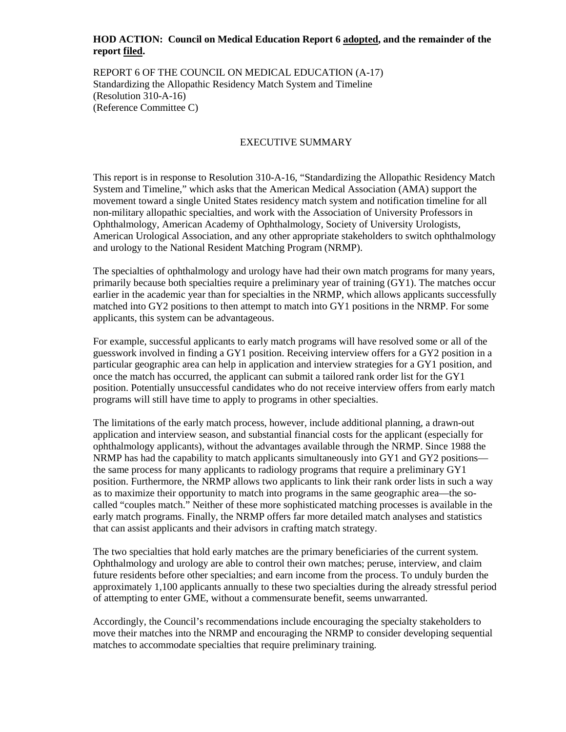**HOD ACTION: Council on Medical Education Report 6 adopted, and the remainder of the report filed.**

REPORT 6 OF THE COUNCIL ON MEDICAL EDUCATION (A-17)
Standardizing the Allopathic Residency Match System and Timeline
(Resolution 310-A-16)
(Reference Committee C)

## EXECUTIVE SUMMARY

This report is in response to Resolution 310-A-16, "Standardizing the Allopathic Residency Match System and Timeline," which asks that the American Medical Association (AMA) support the movement toward a single United States residency match system and notification timeline for all non-military allopathic specialties, and work with the Association of University Professors in Ophthalmology, American Academy of Ophthalmology, Society of University Urologists, American Urological Association, and any other appropriate stakeholders to switch ophthalmology and urology to the National Resident Matching Program (NRMP).

The specialties of ophthalmology and urology have had their own match programs for many years, primarily because both specialties require a preliminary year of training (GY1). The matches occur earlier in the academic year than for specialties in the NRMP, which allows applicants successfully matched into GY2 positions to then attempt to match into GY1 positions in the NRMP. For some applicants, this system can be advantageous.

For example, successful applicants to early match programs will have resolved some or all of the guesswork involved in finding a GY1 position. Receiving interview offers for a GY2 position in a particular geographic area can help in application and interview strategies for a GY1 position, and once the match has occurred, the applicant can submit a tailored rank order list for the GY1 position. Potentially unsuccessful candidates who do not receive interview offers from early match programs will still have time to apply to programs in other specialties.

The limitations of the early match process, however, include additional planning, a drawn-out application and interview season, and substantial financial costs for the applicant (especially for ophthalmology applicants), without the advantages available through the NRMP. Since 1988 the NRMP has had the capability to match applicants simultaneously into GY1 and GY2 positions—the same process for many applicants to radiology programs that require a preliminary GY1 position. Furthermore, the NRMP allows two applicants to link their rank order lists in such a way as to maximize their opportunity to match into programs in the same geographic area—the so-called "couples match." Neither of these more sophisticated matching processes is available in the early match programs. Finally, the NRMP offers far more detailed match analyses and statistics that can assist applicants and their advisors in crafting match strategy.

The two specialties that hold early matches are the primary beneficiaries of the current system. Ophthalmology and urology are able to control their own matches; peruse, interview, and claim future residents before other specialties; and earn income from the process. To unduly burden the approximately 1,100 applicants annually to these two specialties during the already stressful period of attempting to enter GME, without a commensurate benefit, seems unwarranted.

Accordingly, the Council's recommendations include encouraging the specialty stakeholders to move their matches into the NRMP and encouraging the NRMP to consider developing sequential matches to accommodate specialties that require preliminary training.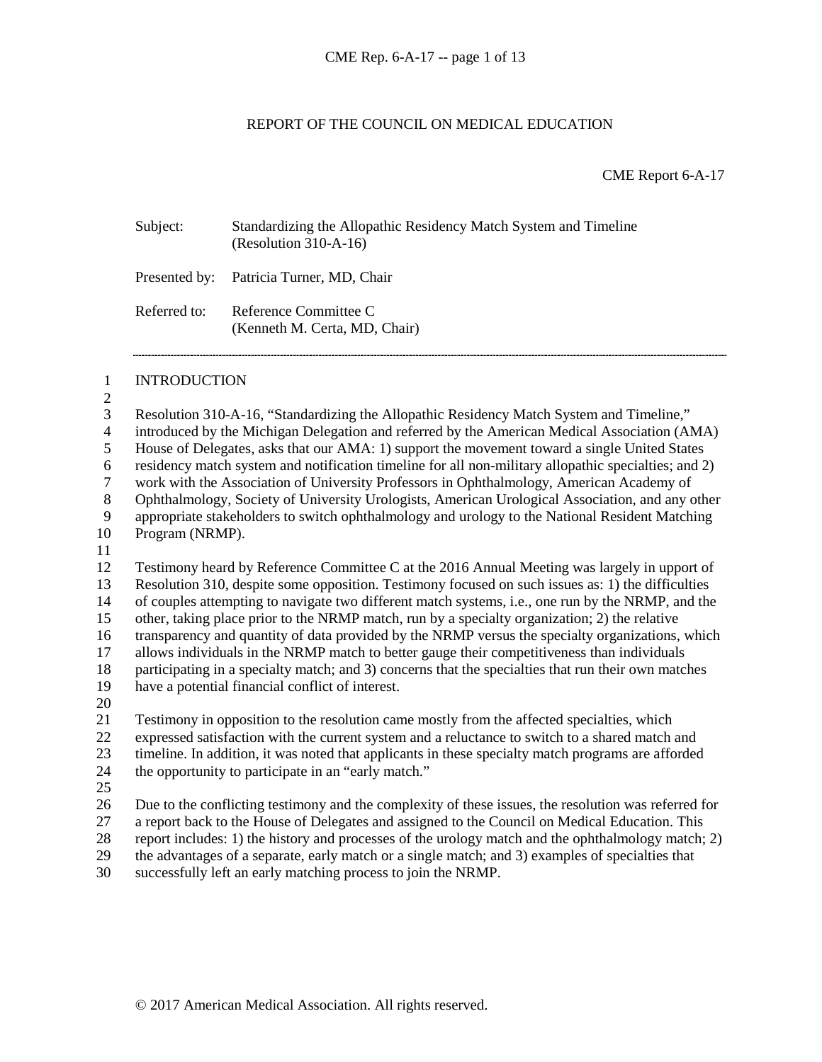# REPORT OF THE COUNCIL ON MEDICAL EDUCATION

CME Report 6-A-17

Subject: Standardizing the Allopathic Residency Match System and Timeline (Resolution 310-A-16)

Presented by: Patricia Turner, MD, Chair

Referred to: Reference Committee C (Kenneth M. Certa, MD, Chair)

## INTRODUCTION

Resolution 310-A-16, "Standardizing the Allopathic Residency Match System and Timeline," introduced by the Michigan Delegation and referred by the American Medical Association (AMA) House of Delegates, asks that our AMA: 1) support the movement toward a single United States residency match system and notification timeline for all non-military allopathic specialties; and 2) work with the Association of University Professors in Ophthalmology, American Academy of Ophthalmology, Society of University Urologists, American Urological Association, and any other appropriate stakeholders to switch ophthalmology and urology to the National Resident Matching Program (NRMP).

Testimony heard by Reference Committee C at the 2016 Annual Meeting was largely in upport of Resolution 310, despite some opposition. Testimony focused on such issues as: 1) the difficulties of couples attempting to navigate two different match systems, i.e., one run by the NRMP, and the other, taking place prior to the NRMP match, run by a specialty organization; 2) the relative transparency and quantity of data provided by the NRMP versus the specialty organizations, which allows individuals in the NRMP match to better gauge their competitiveness than individuals participating in a specialty match; and 3) concerns that the specialties that run their own matches have a potential financial conflict of interest.

Testimony in opposition to the resolution came mostly from the affected specialties, which expressed satisfaction with the current system and a reluctance to switch to a shared match and timeline. In addition, it was noted that applicants in these specialty match programs are afforded the opportunity to participate in an "early match."

Due to the conflicting testimony and the complexity of these issues, the resolution was referred for a report back to the House of Delegates and assigned to the Council on Medical Education. This report includes: 1) the history and processes of the urology match and the ophthalmology match; 2) the advantages of a separate, early match or a single match; and 3) examples of specialties that successfully left an early matching process to join the NRMP.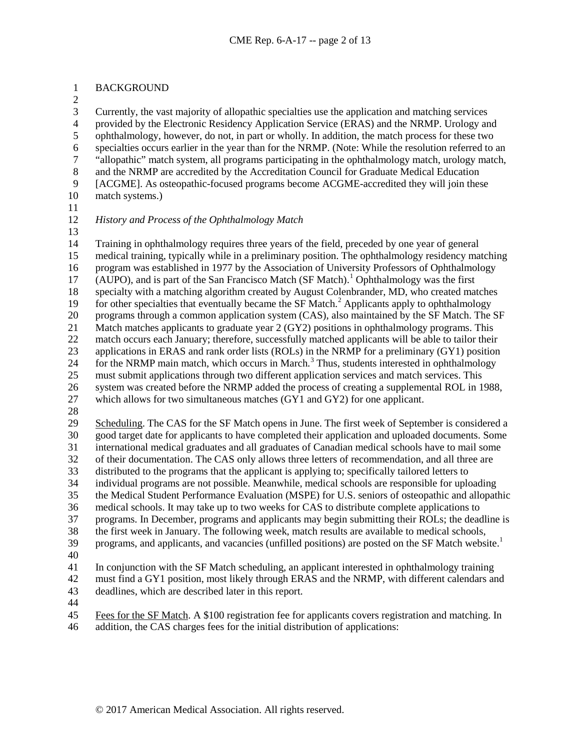## BACKGROUND

Currently, the vast majority of allopathic specialties use the application and matching services provided by the Electronic Residency Application Service (ERAS) and the NRMP. Urology and ophthalmology, however, do not, in part or wholly. In addition, the match process for these two specialties occurs earlier in the year than for the NRMP. (Note: While the resolution referred to an "allopathic" match system, all programs participating in the ophthalmology match, urology match, and the NRMP are accredited by the Accreditation Council for Graduate Medical Education [ACGME]. As osteopathic-focused programs become ACGME-accredited they will join these match systems.)

### *History and Process of the Ophthalmology Match*

Training in ophthalmology requires three years of the field, preceded by one year of general medical training, typically while in a preliminary position. The ophthalmology residency matching program was established in 1977 by the Association of University Professors of Ophthalmology (AUPO), and is part of the San Francisco Match (SF Match).[1] Ophthalmology was the first specialty with a matching algorithm created by August Colenbrander, MD, who created matches for other specialties that eventually became the SF Match.[2] Applicants apply to ophthalmology programs through a common application system (CAS), also maintained by the SF Match. The SF Match matches applicants to graduate year 2 (GY2) positions in ophthalmology programs. This match occurs each January; therefore, successfully matched applicants will be able to tailor their applications in ERAS and rank order lists (ROLs) in the NRMP for a preliminary (GY1) position for the NRMP main match, which occurs in March.[3] Thus, students interested in ophthalmology must submit applications through two different application services and match services. This system was created before the NRMP added the process of creating a supplemental ROL in 1988, which allows for two simultaneous matches (GY1 and GY2) for one applicant.

Scheduling. The CAS for the SF Match opens in June. The first week of September is considered a good target date for applicants to have completed their application and uploaded documents. Some international medical graduates and all graduates of Canadian medical schools have to mail some of their documentation. The CAS only allows three letters of recommendation, and all three are distributed to the programs that the applicant is applying to; specifically tailored letters to individual programs are not possible. Meanwhile, medical schools are responsible for uploading the Medical Student Performance Evaluation (MSPE) for U.S. seniors of osteopathic and allopathic medical schools. It may take up to two weeks for CAS to distribute complete applications to programs. In December, programs and applicants may begin submitting their ROLs; the deadline is the first week in January. The following week, match results are available to medical schools, programs, and applicants, and vacancies (unfilled positions) are posted on the SF Match website.[1]

In conjunction with the SF Match scheduling, an applicant interested in ophthalmology training must find a GY1 position, most likely through ERAS and the NRMP, with different calendars and deadlines, which are described later in this report.

Fees for the SF Match. A $100 registration fee for applicants covers registration and matching. In addition, the CAS charges fees for the initial distribution of applications: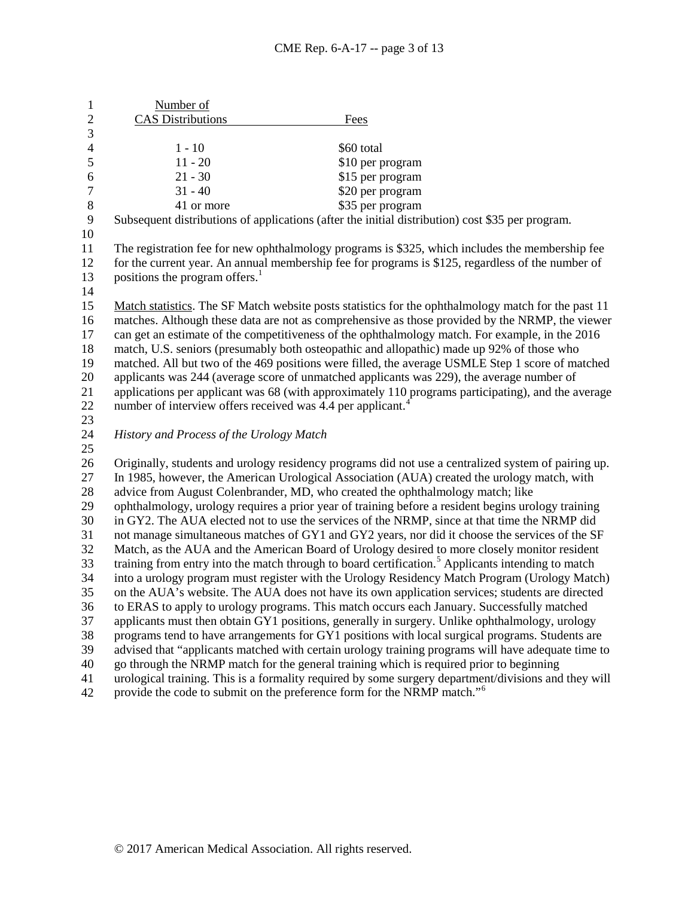| Number of CAS Distributions | Fees |
| --- | --- |
| 1 - 10 | \$60 total |
| 11 - 20 | \$10 per program |
| 21 - 30 | \$15 per program |
| 31 - 40 | \$20 per program |
| 41 or more | \$35 per program |

Subsequent distributions of applications (after the initial distribution) cost \$35 per program.

The registration fee for new ophthalmology programs is \$325, which includes the membership fee for the current year. An annual membership fee for programs is \$125, regardless of the number of positions the program offers.[1]

Match statistics. The SF Match website posts statistics for the ophthalmology match for the past 11 matches. Although these data are not as comprehensive as those provided by the NRMP, the viewer can get an estimate of the competitiveness of the ophthalmology match. For example, in the 2016 match, U.S. seniors (presumably both osteopathic and allopathic) made up 92% of those who matched. All but two of the 469 positions were filled, the average USMLE Step 1 score of matched applicants was 244 (average score of unmatched applicants was 229), the average number of applications per applicant was 68 (with approximately 110 programs participating), and the average number of interview offers received was 4.4 per applicant.[4]

*History and Process of the Urology Match*

Originally, students and urology residency programs did not use a centralized system of pairing up. In 1985, however, the American Urological Association (AUA) created the urology match, with advice from August Colenbrander, MD, who created the ophthalmology match; like ophthalmology, urology requires a prior year of training before a resident begins urology training in GY2. The AUA elected not to use the services of the NRMP, since at that time the NRMP did not manage simultaneous matches of GY1 and GY2 years, nor did it choose the services of the SF Match, as the AUA and the American Board of Urology desired to more closely monitor resident training from entry into the match through to board certification.[5] Applicants intending to match into a urology program must register with the Urology Residency Match Program (Urology Match) on the AUA's website. The AUA does not have its own application services; students are directed to ERAS to apply to urology programs. This match occurs each January. Successfully matched applicants must then obtain GY1 positions, generally in surgery. Unlike ophthalmology, urology programs tend to have arrangements for GY1 positions with local surgical programs. Students are advised that "applicants matched with certain urology training programs will have adequate time to go through the NRMP match for the general training which is required prior to beginning urological training. This is a formality required by some surgery department/divisions and they will provide the code to submit on the preference form for the NRMP match."[6]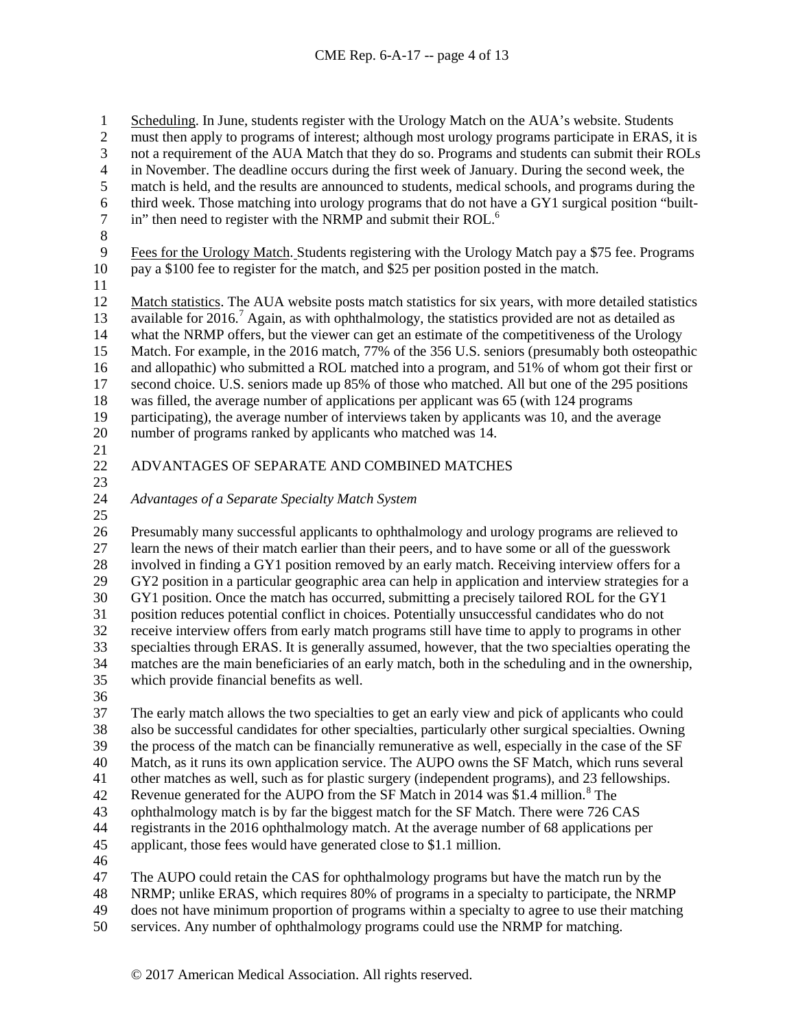Scheduling. In June, students register with the Urology Match on the AUA's website. Students must then apply to programs of interest; although most urology programs participate in ERAS, it is not a requirement of the AUA Match that they do so. Programs and students can submit their ROLs in November. The deadline occurs during the first week of January. During the second week, the match is held, and the results are announced to students, medical schools, and programs during the third week. Those matching into urology programs that do not have a GY1 surgical position "built-in" then need to register with the NRMP and submit their ROL.[6]

Fees for the Urology Match. Students registering with the Urology Match pay a $75 fee. Programs pay a $100 fee to register for the match, and $25 per position posted in the match.

Match statistics. The AUA website posts match statistics for six years, with more detailed statistics available for 2016.[7] Again, as with ophthalmology, the statistics provided are not as detailed as what the NRMP offers, but the viewer can get an estimate of the competitiveness of the Urology Match. For example, in the 2016 match, 77% of the 356 U.S. seniors (presumably both osteopathic and allopathic) who submitted a ROL matched into a program, and 51% of whom got their first or second choice. U.S. seniors made up 85% of those who matched. All but one of the 295 positions was filled, the average number of applications per applicant was 65 (with 124 programs participating), the average number of interviews taken by applicants was 10, and the average number of programs ranked by applicants who matched was 14.

## ADVANTAGES OF SEPARATE AND COMBINED MATCHES

### *Advantages of a Separate Specialty Match System*

Presumably many successful applicants to ophthalmology and urology programs are relieved to learn the news of their match earlier than their peers, and to have some or all of the guesswork involved in finding a GY1 position removed by an early match. Receiving interview offers for a GY2 position in a particular geographic area can help in application and interview strategies for a GY1 position. Once the match has occurred, submitting a precisely tailored ROL for the GY1 position reduces potential conflict in choices. Potentially unsuccessful candidates who do not receive interview offers from early match programs still have time to apply to programs in other specialties through ERAS. It is generally assumed, however, that the two specialties operating the matches are the main beneficiaries of an early match, both in the scheduling and in the ownership, which provide financial benefits as well.

The early match allows the two specialties to get an early view and pick of applicants who could also be successful candidates for other specialties, particularly other surgical specialties. Owning the process of the match can be financially remunerative as well, especially in the case of the SF Match, as it runs its own application service. The AUPO owns the SF Match, which runs several other matches as well, such as for plastic surgery (independent programs), and 23 fellowships. Revenue generated for the AUPO from the SF Match in 2014 was $1.4 million.[8] The ophthalmology match is by far the biggest match for the SF Match. There were 726 CAS registrants in the 2016 ophthalmology match. At the average number of 68 applications per applicant, those fees would have generated close to $1.1 million.

The AUPO could retain the CAS for ophthalmology programs but have the match run by the NRMP; unlike ERAS, which requires 80% of programs in a specialty to participate, the NRMP does not have minimum proportion of programs within a specialty to agree to use their matching services. Any number of ophthalmology programs could use the NRMP for matching.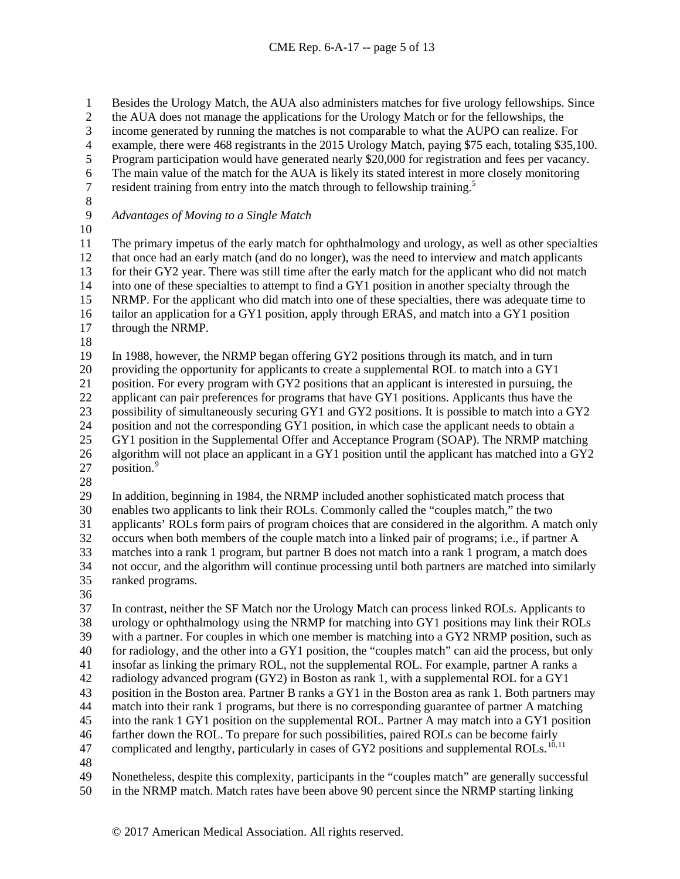Besides the Urology Match, the AUA also administers matches for five urology fellowships. Since the AUA does not manage the applications for the Urology Match or for the fellowships, the income generated by running the matches is not comparable to what the AUPO can realize. For example, there were 468 registrants in the 2015 Urology Match, paying $75 each, totaling $35,100. Program participation would have generated nearly $20,000 for registration and fees per vacancy. The main value of the match for the AUA is likely its stated interest in more closely monitoring resident training from entry into the match through to fellowship training.[5]

*Advantages of Moving to a Single Match*

The primary impetus of the early match for ophthalmology and urology, as well as other specialties that once had an early match (and do no longer), was the need to interview and match applicants for their GY2 year. There was still time after the early match for the applicant who did not match into one of these specialties to attempt to find a GY1 position in another specialty through the NRMP. For the applicant who did match into one of these specialties, there was adequate time to tailor an application for a GY1 position, apply through ERAS, and match into a GY1 position through the NRMP.

In 1988, however, the NRMP began offering GY2 positions through its match, and in turn providing the opportunity for applicants to create a supplemental ROL to match into a GY1 position. For every program with GY2 positions that an applicant is interested in pursuing, the applicant can pair preferences for programs that have GY1 positions. Applicants thus have the possibility of simultaneously securing GY1 and GY2 positions. It is possible to match into a GY2 position and not the corresponding GY1 position, in which case the applicant needs to obtain a GY1 position in the Supplemental Offer and Acceptance Program (SOAP). The NRMP matching algorithm will not place an applicant in a GY1 position until the applicant has matched into a GY2 position.[9]

In addition, beginning in 1984, the NRMP included another sophisticated match process that enables two applicants to link their ROLs. Commonly called the "couples match," the two applicants' ROLs form pairs of program choices that are considered in the algorithm. A match only occurs when both members of the couple match into a linked pair of programs; i.e., if partner A matches into a rank 1 program, but partner B does not match into a rank 1 program, a match does not occur, and the algorithm will continue processing until both partners are matched into similarly ranked programs.

In contrast, neither the SF Match nor the Urology Match can process linked ROLs. Applicants to urology or ophthalmology using the NRMP for matching into GY1 positions may link their ROLs with a partner. For couples in which one member is matching into a GY2 NRMP position, such as for radiology, and the other into a GY1 position, the "couples match" can aid the process, but only insofar as linking the primary ROL, not the supplemental ROL. For example, partner A ranks a radiology advanced program (GY2) in Boston as rank 1, with a supplemental ROL for a GY1 position in the Boston area. Partner B ranks a GY1 in the Boston area as rank 1. Both partners may match into their rank 1 programs, but there is no corresponding guarantee of partner A matching into the rank 1 GY1 position on the supplemental ROL. Partner A may match into a GY1 position farther down the ROL. To prepare for such possibilities, paired ROLs can be become fairly complicated and lengthy, particularly in cases of GY2 positions and supplemental ROLs.[10,11]

Nonetheless, despite this complexity, participants in the "couples match" are generally successful in the NRMP match. Match rates have been above 90 percent since the NRMP starting linking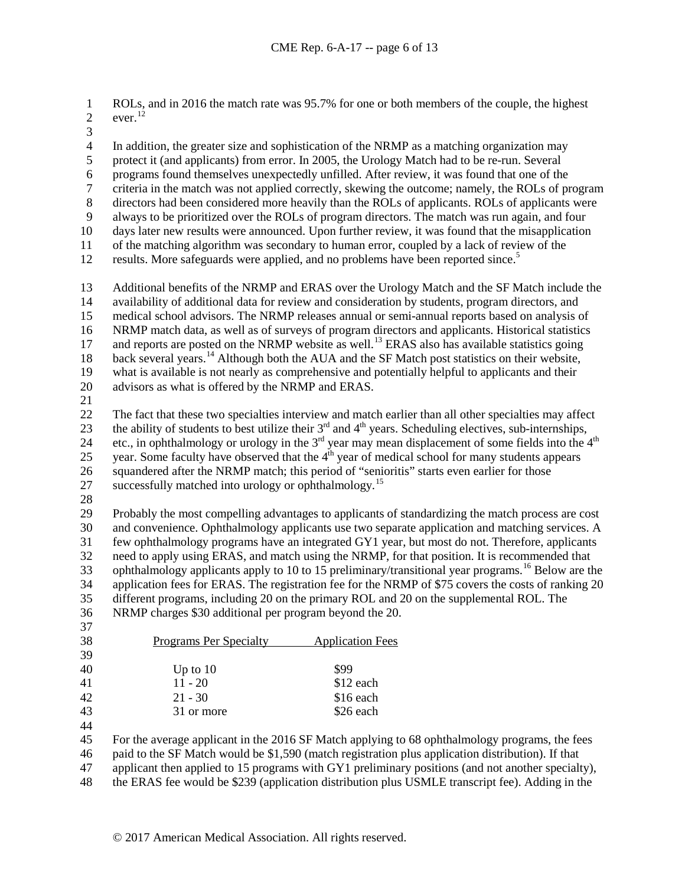ROLs, and in 2016 the match rate was 95.7% for one or both members of the couple, the highest ever.[12]

In addition, the greater size and sophistication of the NRMP as a matching organization may protect it (and applicants) from error. In 2005, the Urology Match had to be re-run. Several programs found themselves unexpectedly unfilled. After review, it was found that one of the criteria in the match was not applied correctly, skewing the outcome; namely, the ROLs of program directors had been considered more heavily than the ROLs of applicants. ROLs of applicants were always to be prioritized over the ROLs of program directors. The match was run again, and four days later new results were announced. Upon further review, it was found that the misapplication of the matching algorithm was secondary to human error, coupled by a lack of review of the results. More safeguards were applied, and no problems have been reported since.[5]

Additional benefits of the NRMP and ERAS over the Urology Match and the SF Match include the availability of additional data for review and consideration by students, program directors, and medical school advisors. The NRMP releases annual or semi-annual reports based on analysis of NRMP match data, as well as of surveys of program directors and applicants. Historical statistics and reports are posted on the NRMP website as well.[13] ERAS also has available statistics going back several years.[14] Although both the AUA and the SF Match post statistics on their website, what is available is not nearly as comprehensive and potentially helpful to applicants and their advisors as what is offered by the NRMP and ERAS.

The fact that these two specialties interview and match earlier than all other specialties may affect the ability of students to best utilize their 3rd and 4th years. Scheduling electives, sub-internships, etc., in ophthalmology or urology in the 3rd year may mean displacement of some fields into the 4th year. Some faculty have observed that the 4th year of medical school for many students appears squandered after the NRMP match; this period of "senioritis" starts even earlier for those successfully matched into urology or ophthalmology.[15]

Probably the most compelling advantages to applicants of standardizing the match process are cost and convenience. Ophthalmology applicants use two separate application and matching services. A few ophthalmology programs have an integrated GY1 year, but most do not. Therefore, applicants need to apply using ERAS, and match using the NRMP, for that position. It is recommended that ophthalmology applicants apply to 10 to 15 preliminary/transitional year programs.[16] Below are the application fees for ERAS. The registration fee for the NRMP of $75 covers the costs of ranking 20 different programs, including 20 on the primary ROL and 20 on the supplemental ROL. The NRMP charges $30 additional per program beyond the 20.

| Programs Per Specialty | Application Fees |
|---|---|
| Up to 10 | $99 |
| 11 - 20 | $12 each |
| 21 - 30 | $16 each |
| 31 or more | $26 each |

For the average applicant in the 2016 SF Match applying to 68 ophthalmology programs, the fees paid to the SF Match would be $1,590 (match registration plus application distribution). If that applicant then applied to 15 programs with GY1 preliminary positions (and not another specialty), the ERAS fee would be $239 (application distribution plus USMLE transcript fee). Adding in the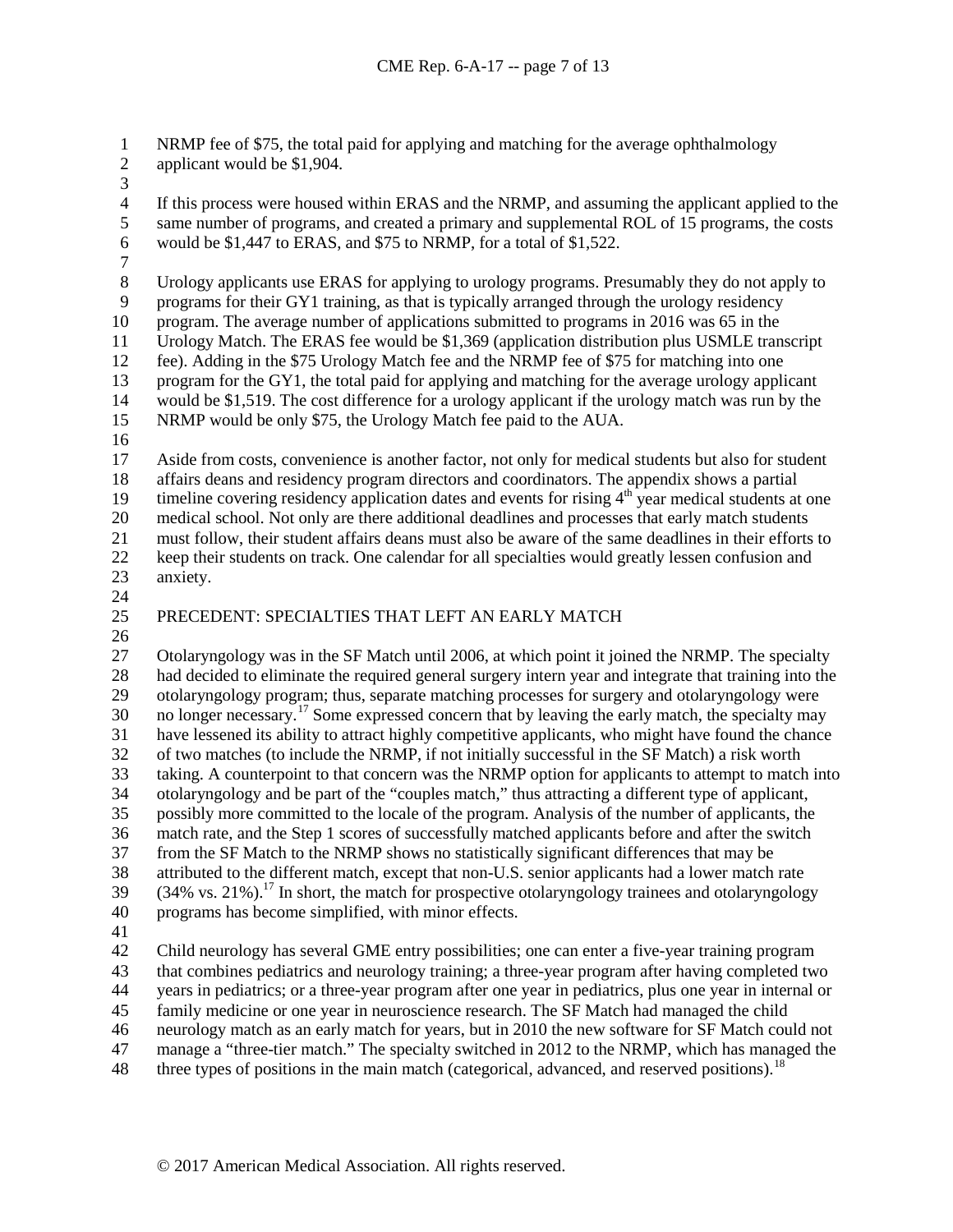NRMP fee of $75, the total paid for applying and matching for the average ophthalmology applicant would be $1,904.

If this process were housed within ERAS and the NRMP, and assuming the applicant applied to the same number of programs, and created a primary and supplemental ROL of 15 programs, the costs would be $1,447 to ERAS, and $75 to NRMP, for a total of $1,522.

Urology applicants use ERAS for applying to urology programs. Presumably they do not apply to programs for their GY1 training, as that is typically arranged through the urology residency program. The average number of applications submitted to programs in 2016 was 65 in the Urology Match. The ERAS fee would be $1,369 (application distribution plus USMLE transcript fee). Adding in the $75 Urology Match fee and the NRMP fee of $75 for matching into one program for the GY1, the total paid for applying and matching for the average urology applicant would be $1,519. The cost difference for a urology applicant if the urology match was run by the NRMP would be only $75, the Urology Match fee paid to the AUA.

Aside from costs, convenience is another factor, not only for medical students but also for student affairs deans and residency program directors and coordinators. The appendix shows a partial timeline covering residency application dates and events for rising 4th year medical students at one medical school. Not only are there additional deadlines and processes that early match students must follow, their student affairs deans must also be aware of the same deadlines in their efforts to keep their students on track. One calendar for all specialties would greatly lessen confusion and anxiety.

## PRECEDENT: SPECIALTIES THAT LEFT AN EARLY MATCH

Otolaryngology was in the SF Match until 2006, at which point it joined the NRMP. The specialty had decided to eliminate the required general surgery intern year and integrate that training into the otolaryngology program; thus, separate matching processes for surgery and otolaryngology were no longer necessary.[17] Some expressed concern that by leaving the early match, the specialty may have lessened its ability to attract highly competitive applicants, who might have found the chance of two matches (to include the NRMP, if not initially successful in the SF Match) a risk worth taking. A counterpoint to that concern was the NRMP option for applicants to attempt to match into otolaryngology and be part of the "couples match," thus attracting a different type of applicant, possibly more committed to the locale of the program. Analysis of the number of applicants, the match rate, and the Step 1 scores of successfully matched applicants before and after the switch from the SF Match to the NRMP shows no statistically significant differences that may be attributed to the different match, except that non-U.S. senior applicants had a lower match rate (34% vs. 21%).[17] In short, the match for prospective otolaryngology trainees and otolaryngology programs has become simplified, with minor effects.

Child neurology has several GME entry possibilities; one can enter a five-year training program that combines pediatrics and neurology training; a three-year program after having completed two years in pediatrics; or a three-year program after one year in pediatrics, plus one year in internal or family medicine or one year in neuroscience research. The SF Match had managed the child neurology match as an early match for years, but in 2010 the new software for SF Match could not manage a "three-tier match." The specialty switched in 2012 to the NRMP, which has managed the three types of positions in the main match (categorical, advanced, and reserved positions).[18]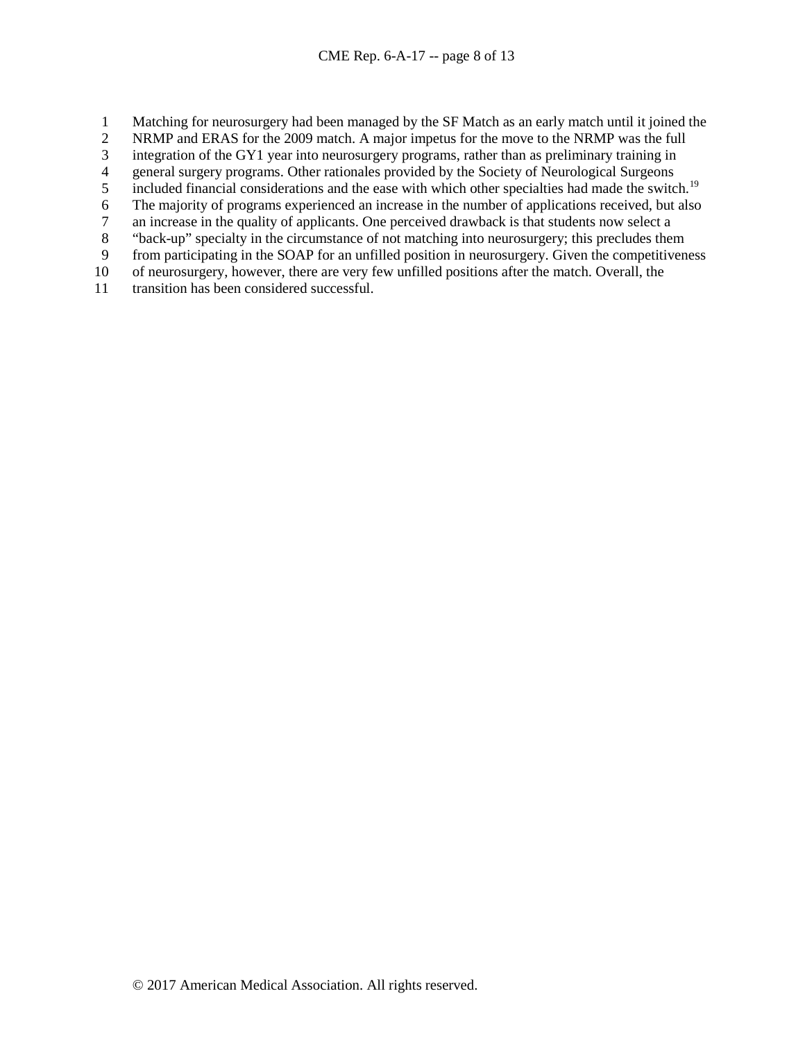Matching for neurosurgery had been managed by the SF Match as an early match until it joined the NRMP and ERAS for the 2009 match. A major impetus for the move to the NRMP was the full integration of the GY1 year into neurosurgery programs, rather than as preliminary training in general surgery programs. Other rationales provided by the Society of Neurological Surgeons included financial considerations and the ease with which other specialties had made the switch.[19] The majority of programs experienced an increase in the number of applications received, but also an increase in the quality of applicants. One perceived drawback is that students now select a "back-up" specialty in the circumstance of not matching into neurosurgery; this precludes them from participating in the SOAP for an unfilled position in neurosurgery. Given the competitiveness of neurosurgery, however, there are very few unfilled positions after the match. Overall, the transition has been considered successful.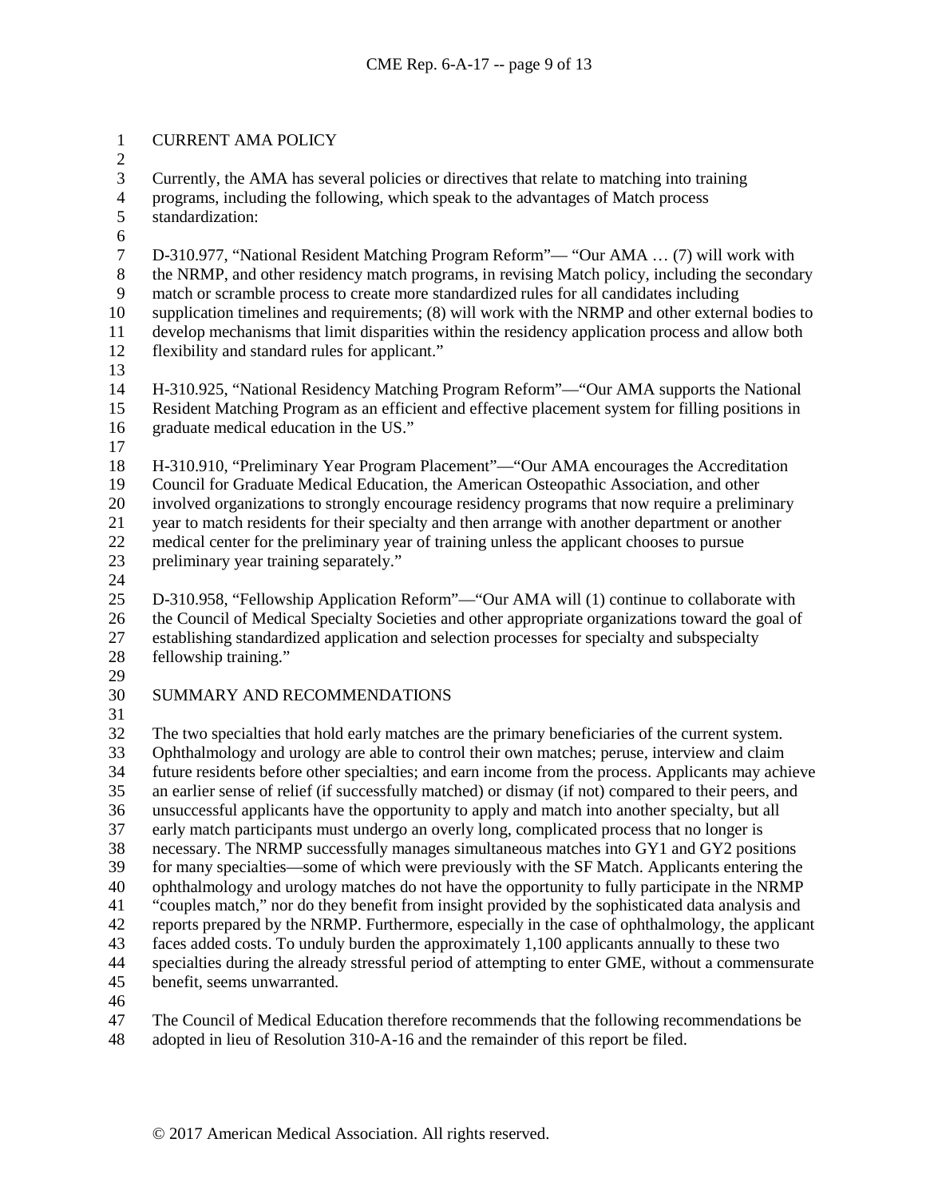## CURRENT AMA POLICY

Currently, the AMA has several policies or directives that relate to matching into training programs, including the following, which speak to the advantages of Match process standardization:

D-310.977, "National Resident Matching Program Reform"— "Our AMA … (7) will work with the NRMP, and other residency match programs, in revising Match policy, including the secondary match or scramble process to create more standardized rules for all candidates including supplication timelines and requirements; (8) will work with the NRMP and other external bodies to develop mechanisms that limit disparities within the residency application process and allow both flexibility and standard rules for applicant."

H-310.925, "National Residency Matching Program Reform"—"Our AMA supports the National Resident Matching Program as an efficient and effective placement system for filling positions in graduate medical education in the US."

H-310.910, "Preliminary Year Program Placement"—"Our AMA encourages the Accreditation Council for Graduate Medical Education, the American Osteopathic Association, and other involved organizations to strongly encourage residency programs that now require a preliminary year to match residents for their specialty and then arrange with another department or another medical center for the preliminary year of training unless the applicant chooses to pursue preliminary year training separately."

D-310.958, "Fellowship Application Reform"—"Our AMA will (1) continue to collaborate with the Council of Medical Specialty Societies and other appropriate organizations toward the goal of establishing standardized application and selection processes for specialty and subspecialty fellowship training."

## SUMMARY AND RECOMMENDATIONS

The two specialties that hold early matches are the primary beneficiaries of the current system. Ophthalmology and urology are able to control their own matches; peruse, interview and claim future residents before other specialties; and earn income from the process. Applicants may achieve an earlier sense of relief (if successfully matched) or dismay (if not) compared to their peers, and unsuccessful applicants have the opportunity to apply and match into another specialty, but all early match participants must undergo an overly long, complicated process that no longer is necessary. The NRMP successfully manages simultaneous matches into GY1 and GY2 positions for many specialties—some of which were previously with the SF Match. Applicants entering the ophthalmology and urology matches do not have the opportunity to fully participate in the NRMP "couples match," nor do they benefit from insight provided by the sophisticated data analysis and reports prepared by the NRMP. Furthermore, especially in the case of ophthalmology, the applicant faces added costs. To unduly burden the approximately 1,100 applicants annually to these two specialties during the already stressful period of attempting to enter GME, without a commensurate benefit, seems unwarranted.

The Council of Medical Education therefore recommends that the following recommendations be adopted in lieu of Resolution 310-A-16 and the remainder of this report be filed.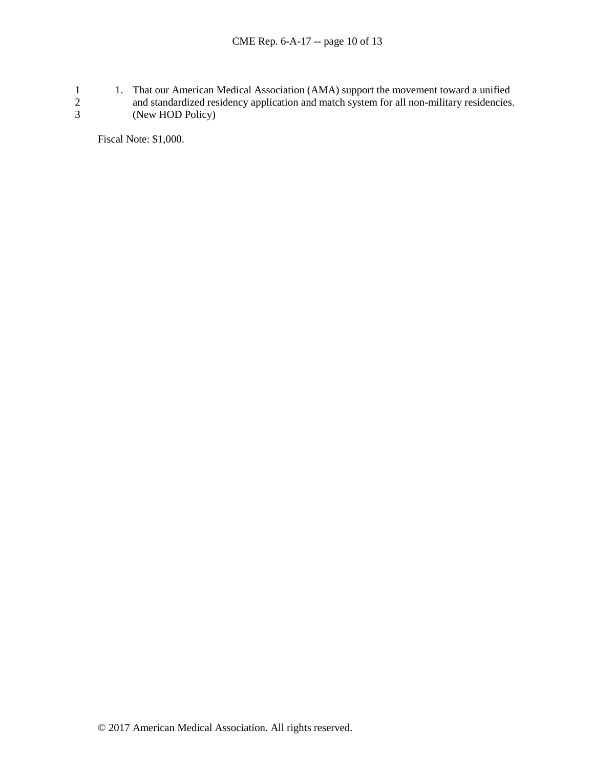1. That our American Medical Association (AMA) support the movement toward a unified and standardized residency application and match system for all non-military residencies. (New HOD Policy)

Fiscal Note: $1,000.

© 2017 American Medical Association. All rights reserved.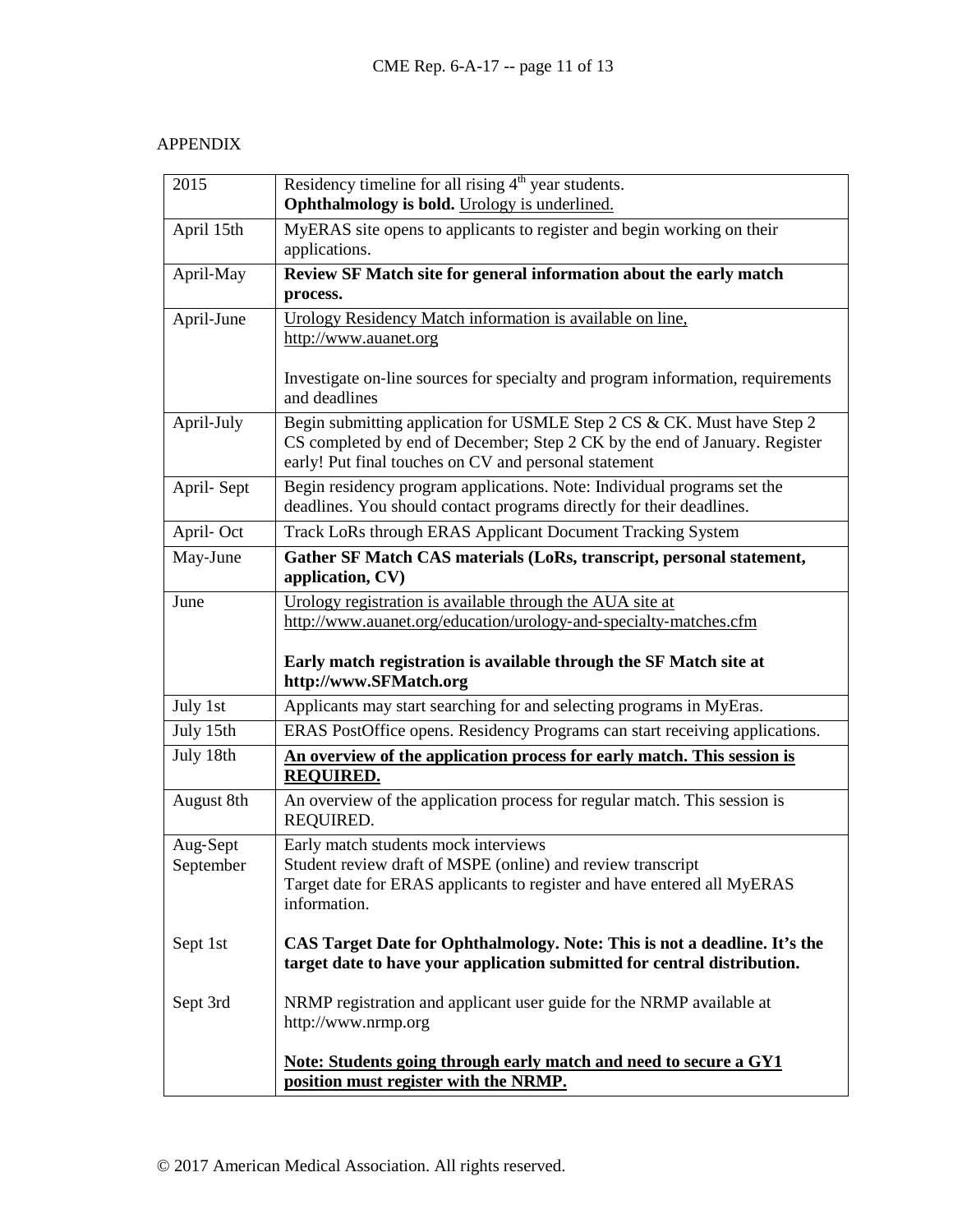APPENDIX

| 2015 | Residency timeline for all rising 4th year students.<br>**Ophthalmology is bold.** <u>Urology is underlined.</u> |
|---|---|
| April 15th | MyERAS site opens to applicants to register and begin working on their applications. |
| April-May | **Review SF Match site for general information about the early match process.** |
| April-June | <u>Urology Residency Match information is available on line, http://www.auanet.org</u><br><br>Investigate on-line sources for specialty and program information, requirements and deadlines |
| April-July | Begin submitting application for USMLE Step 2 CS & CK. Must have Step 2 CS completed by end of December; Step 2 CK by the end of January. Register early! Put final touches on CV and personal statement |
| April- Sept | Begin residency program applications. Note: Individual programs set the deadlines. You should contact programs directly for their deadlines. |
| April- Oct | Track LoRs through ERAS Applicant Document Tracking System |
| May-June | **Gather SF Match CAS materials (LoRs, transcript, personal statement, application, CV)** |
| June | <u>Urology registration is available through the AUA site at http://www.auanet.org/education/urology-and-specialty-matches.cfm</u><br><br>**Early match registration is available through the SF Match site at http://www.SFMatch.org** |
| July 1st | Applicants may start searching for and selecting programs in MyEras. |
| July 15th | ERAS PostOffice opens. Residency Programs can start receiving applications. |
| July 18th | **<u>An overview of the application process for early match. This session is REQUIRED.</u>** |
| August 8th | An overview of the application process for regular match. This session is REQUIRED. |
| Aug-Sept<br>September<br><br><br><br>Sept 1st<br><br><br>Sept 3rd | Early match students mock interviews<br>Student review draft of MSPE (online) and review transcript<br>Target date for ERAS applicants to register and have entered all MyERAS information.<br><br>**CAS Target Date for Ophthalmology. Note: This is not a deadline. It's the target date to have your application submitted for central distribution.**<br><br>NRMP registration and applicant user guide for the NRMP available at http://www.nrmp.org<br><br>**<u>Note: Students going through early match and need to secure a GY1 position must register with the NRMP.</u>** |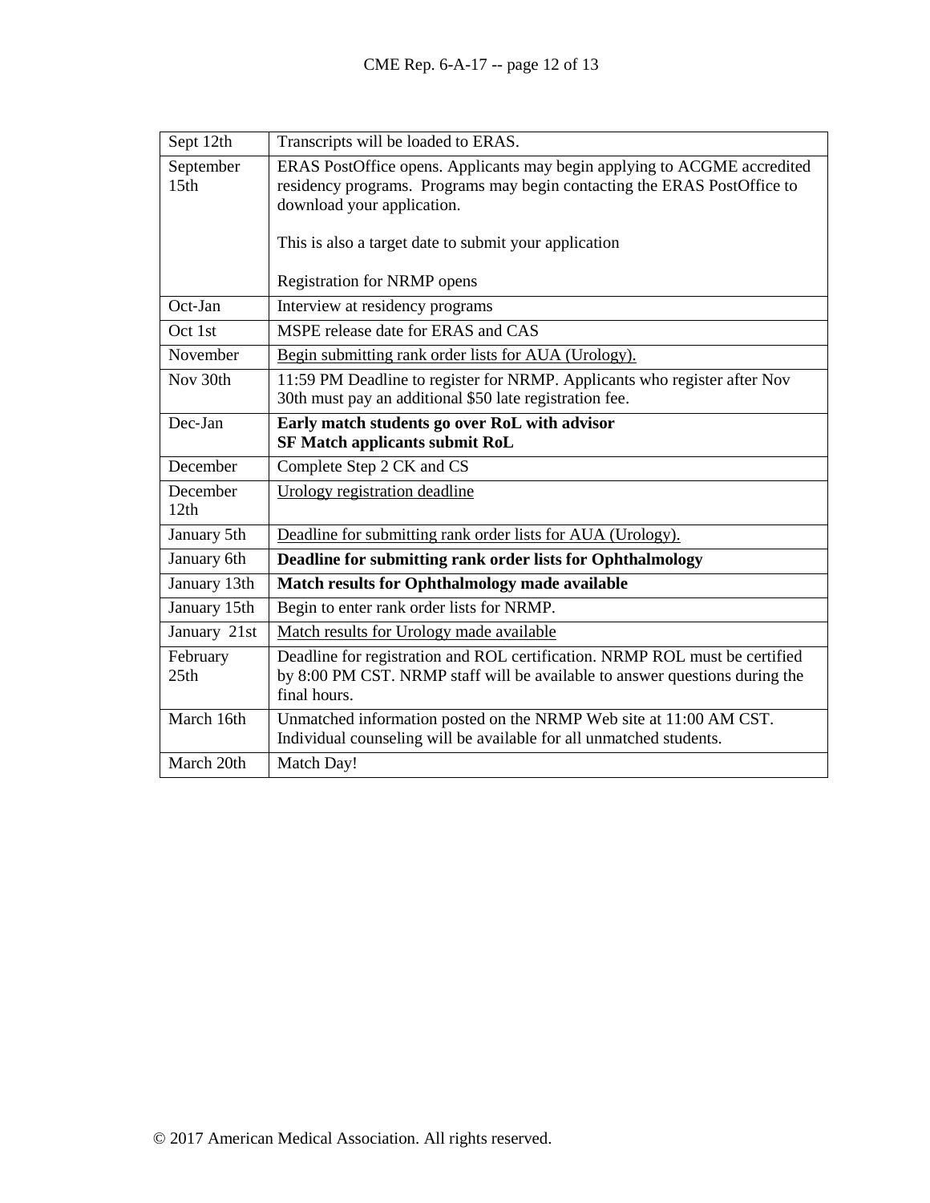| Sept 12th | Transcripts will be loaded to ERAS. |
|---|---|
| September 15th | ERAS PostOffice opens. Applicants may begin applying to ACGME accredited residency programs. Programs may begin contacting the ERAS PostOffice to download your application.<br><br>This is also a target date to submit your application<br><br>Registration for NRMP opens |
| Oct-Jan | Interview at residency programs |
| Oct 1st | MSPE release date for ERAS and CAS |
| November | <u>Begin submitting rank order lists for AUA (Urology).</u> |
| Nov 30th | 11:59 PM Deadline to register for NRMP. Applicants who register after Nov 30th must pay an additional $50 late registration fee. |
| Dec-Jan | **Early match students go over RoL with advisor**<br>**SF Match applicants submit RoL** |
| December | Complete Step 2 CK and CS |
| December 12th | <u>Urology registration deadline</u> |
| January 5th | <u>Deadline for submitting rank order lists for AUA (Urology).</u> |
| January 6th | **Deadline for submitting rank order lists for Ophthalmology** |
| January 13th | **Match results for Ophthalmology made available** |
| January 15th | Begin to enter rank order lists for NRMP. |
| January 21st | <u>Match results for Urology made available</u> |
| February 25th | Deadline for registration and ROL certification. NRMP ROL must be certified by 8:00 PM CST. NRMP staff will be available to answer questions during the final hours. |
| March 16th | Unmatched information posted on the NRMP Web site at 11:00 AM CST. Individual counseling will be available for all unmatched students. |
| March 20th | Match Day! |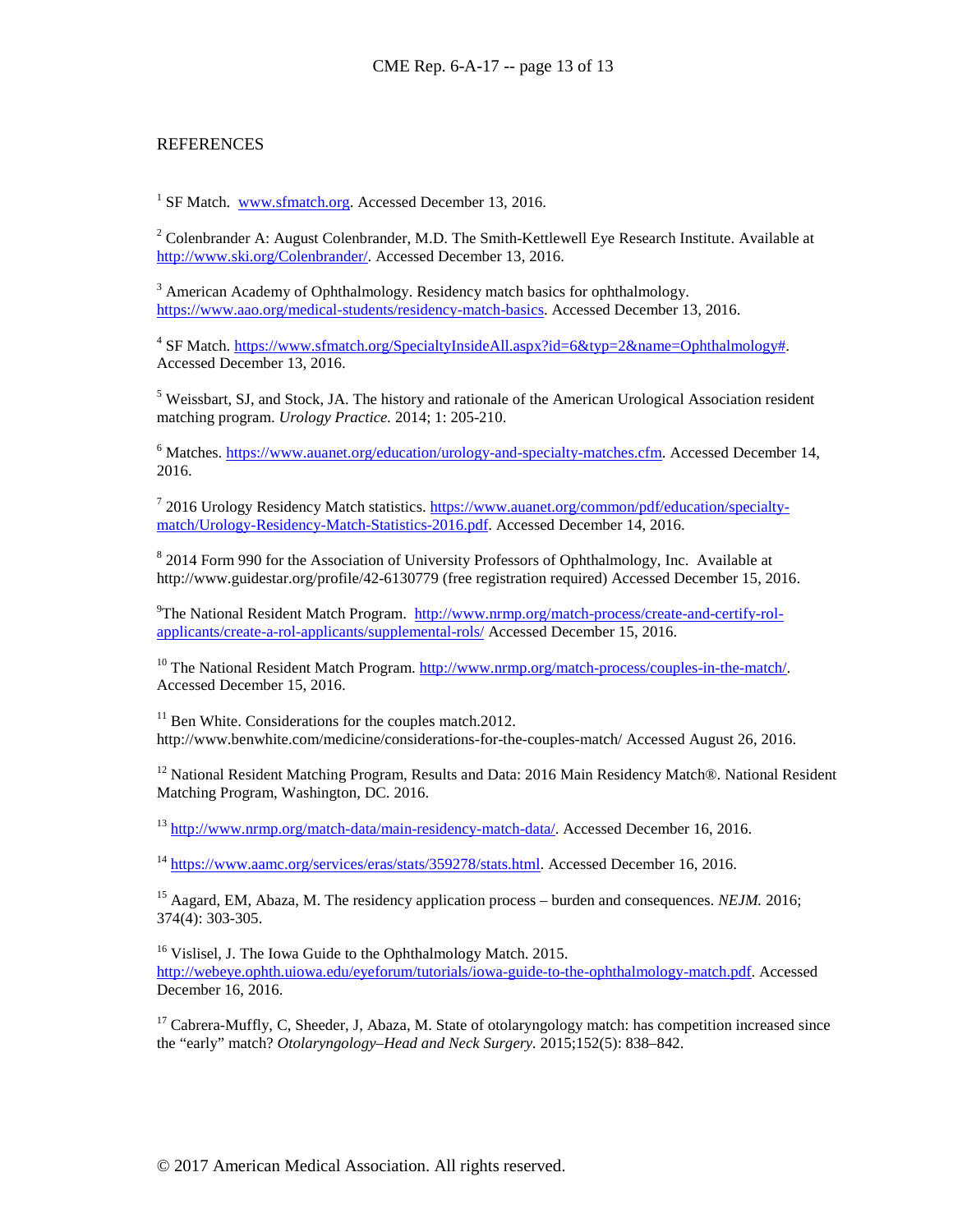## REFERENCES

[1] SF Match. www.sfmatch.org. Accessed December 13, 2016.

[2] Colenbrander A: August Colenbrander, M.D. The Smith-Kettlewell Eye Research Institute. Available at http://www.ski.org/Colenbrander/. Accessed December 13, 2016.

[3] American Academy of Ophthalmology. Residency match basics for ophthalmology. https://www.aao.org/medical-students/residency-match-basics. Accessed December 13, 2016.

[4] SF Match. https://www.sfmatch.org/SpecialtyInsideAll.aspx?id=6&typ=2&name=Ophthalmology#. Accessed December 13, 2016.

[5] Weissbart, SJ, and Stock, JA. The history and rationale of the American Urological Association resident matching program. *Urology Practice.* 2014; 1: 205-210.

[6] Matches. https://www.auanet.org/education/urology-and-specialty-matches.cfm. Accessed December 14, 2016.

[7] 2016 Urology Residency Match statistics. https://www.auanet.org/common/pdf/education/specialty-match/Urology-Residency-Match-Statistics-2016.pdf. Accessed December 14, 2016.

[8] 2014 Form 990 for the Association of University Professors of Ophthalmology, Inc. Available at http://www.guidestar.org/profile/42-6130779 (free registration required) Accessed December 15, 2016.

[9] The National Resident Match Program. http://www.nrmp.org/match-process/create-and-certify-rol-applicants/create-a-rol-applicants/supplemental-rols/ Accessed December 15, 2016.

[10] The National Resident Match Program. http://www.nrmp.org/match-process/couples-in-the-match/. Accessed December 15, 2016.

[11] Ben White. Considerations for the couples match.2012. http://www.benwhite.com/medicine/considerations-for-the-couples-match/ Accessed August 26, 2016.

[12] National Resident Matching Program, Results and Data: 2016 Main Residency Match®. National Resident Matching Program, Washington, DC. 2016.

[13] http://www.nrmp.org/match-data/main-residency-match-data/. Accessed December 16, 2016.

[14] https://www.aamc.org/services/eras/stats/359278/stats.html. Accessed December 16, 2016.

[15] Aagard, EM, Abaza, M. The residency application process – burden and consequences. *NEJM.* 2016; 374(4): 303-305.

[16] Vislisel, J. The Iowa Guide to the Ophthalmology Match. 2015. http://webeye.ophth.uiowa.edu/eyeforum/tutorials/iowa-guide-to-the-ophthalmology-match.pdf. Accessed December 16, 2016.

[17] Cabrera-Muffly, C, Sheeder, J, Abaza, M. State of otolaryngology match: has competition increased since the "early" match? *Otolaryngology–Head and Neck Surgery.* 2015;152(5): 838–842.

© 2017 American Medical Association. All rights reserved.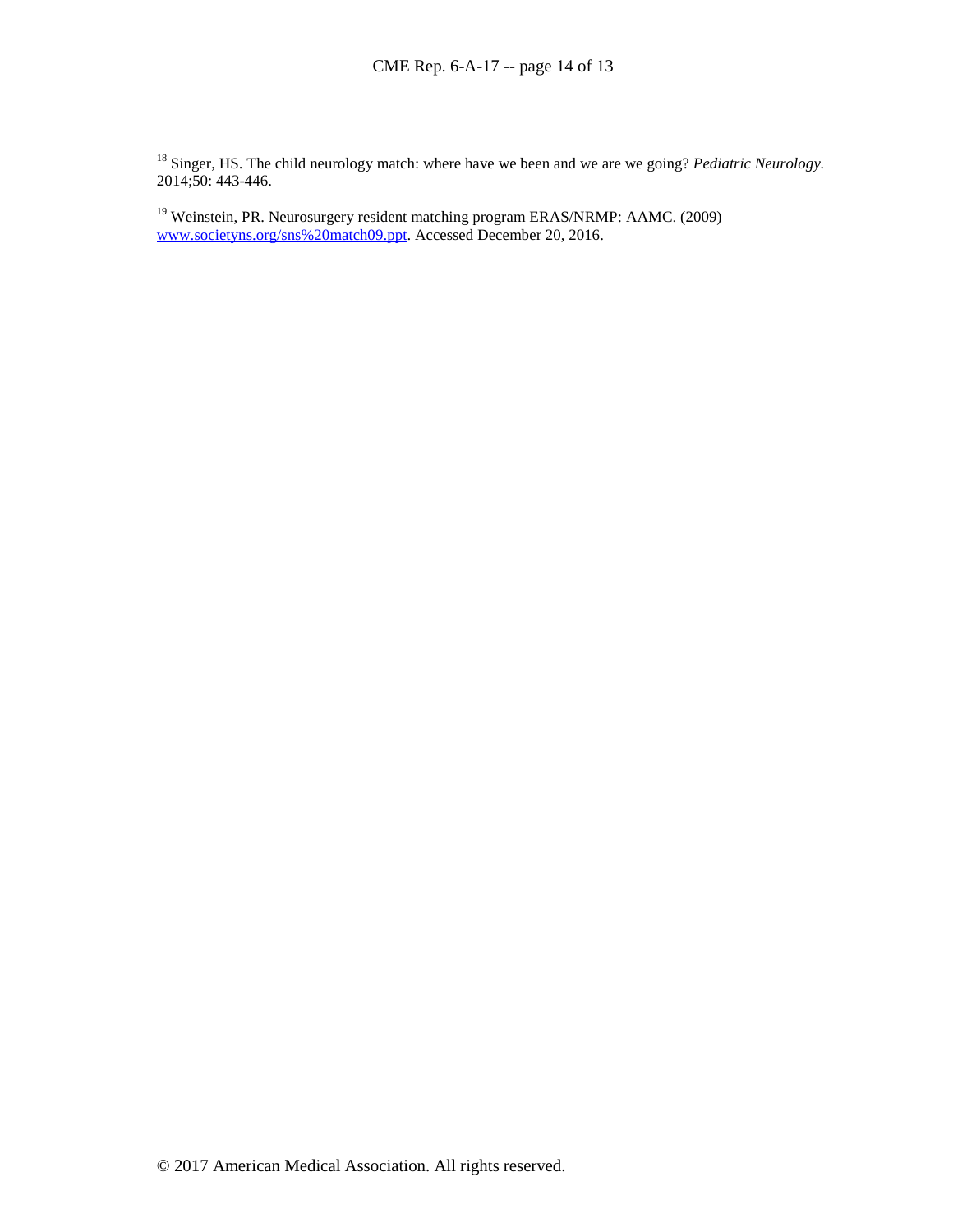[18] Singer, HS. The child neurology match: where have we been and we are we going? *Pediatric Neurology.* 2014;50: 443-446.

[19] Weinstein, PR. Neurosurgery resident matching program ERAS/NRMP: AAMC. (2009) www.societyns.org/sns%20match09.ppt. Accessed December 20, 2016.

© 2017 American Medical Association. All rights reserved.